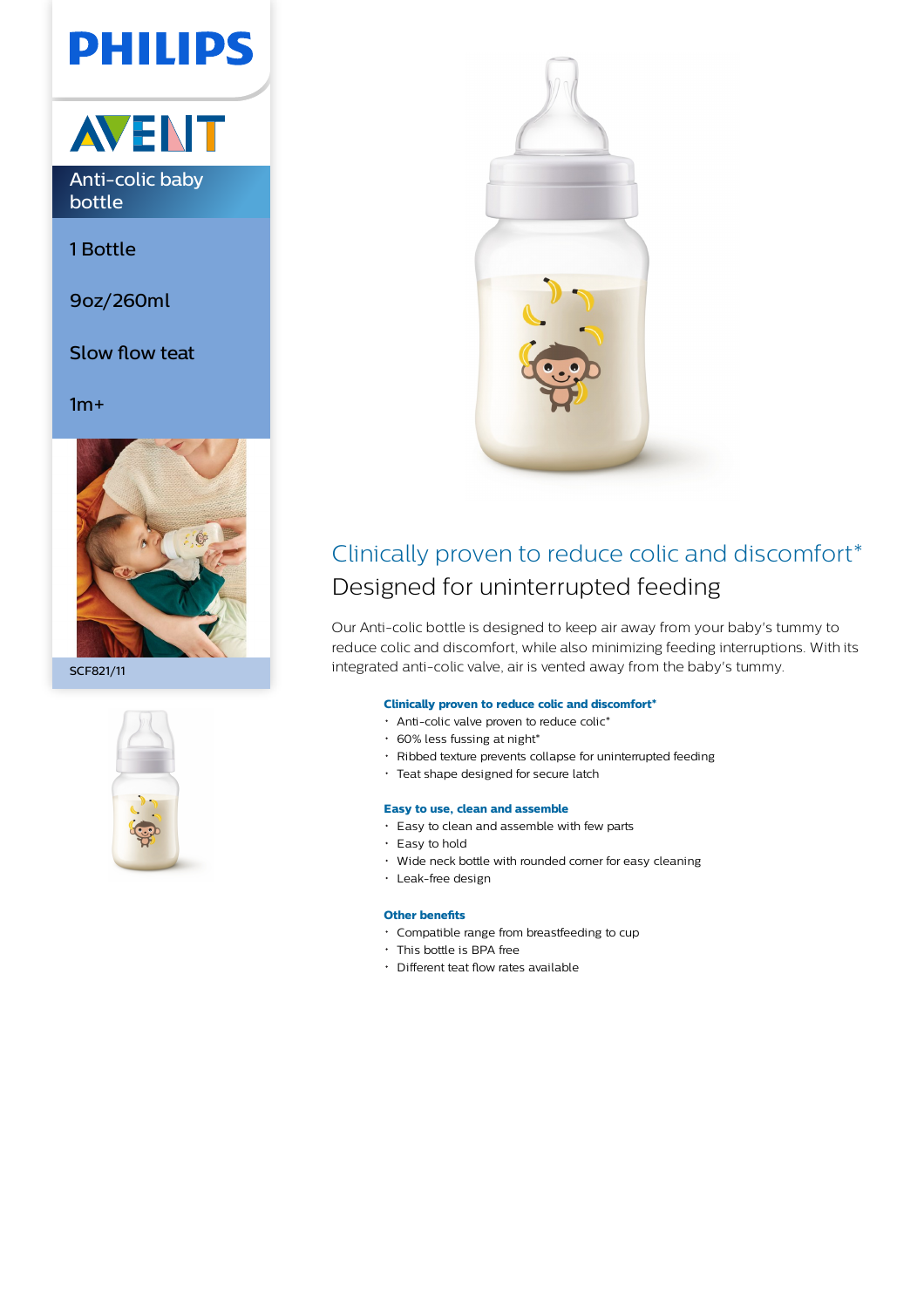PHILIPS

AVENT

# Anti-colic baby bottle

1 Bottle

9oz/260ml

Slow flow teat

1m+

SCF821/11

## Clinically proven to reduce colic and discomfort*

### Designed for uninterrupted feeding

Our Anti-colic bottle is designed to keep air away from your baby's tummy to reduce colic and discomfort, while also minimizing feeding interruptions. With its integrated anti-colic valve, air is vented away from the baby's tummy.

**Clinically proven to reduce colic and discomfort***

- Anti-colic valve proven to reduce colic*
- 60% less fussing at night*
- Ribbed texture prevents collapse for uninterrupted feeding
- Teat shape designed for secure latch

**Easy to use, clean and assemble**

- Easy to clean and assemble with few parts
- Easy to hold
- Wide neck bottle with rounded corner for easy cleaning
- Leak-free design

**Other benefits**

- Compatible range from breastfeeding to cup
- This bottle is BPA free
- Different teat flow rates available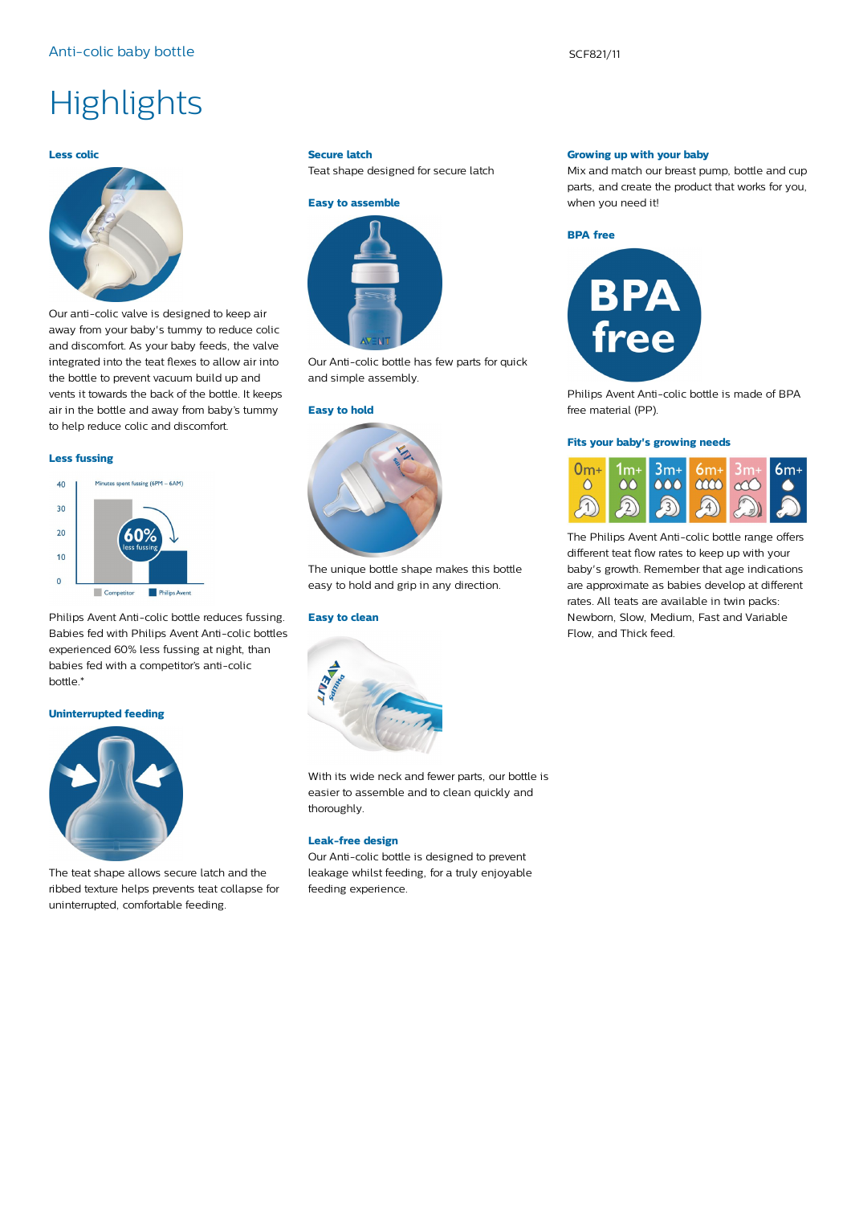Anti-colic baby bottle

SCF821/11

# Highlights

### Less colic

Our anti-colic valve is designed to keep air away from your baby's tummy to reduce colic and discomfort. As your baby feeds, the valve integrated into the teat flexes to allow air into the bottle to prevent vacuum build up and vents it towards the back of the bottle. It keeps air in the bottle and away from baby's tummy to help reduce colic and discomfort.

### Less fussing

Minutes spent fussing (6PM – 6AM)

40
30
20
10
0

60%
less fussing

Competitor
Philips Avent

Philips Avent Anti-colic bottle reduces fussing. Babies fed with Philips Avent Anti-colic bottles experienced 60% less fussing at night, than babies fed with a competitor's anti-colic bottle.*

### Uninterrupted feeding

The teat shape allows secure latch and the ribbed texture helps prevents teat collapse for uninterrupted, comfortable feeding.

### Secure latch

Teat shape designed for secure latch

### Easy to assemble

Our Anti-colic bottle has few parts for quick and simple assembly.

### Easy to hold

The unique bottle shape makes this bottle easy to hold and grip in any direction.

### Easy to clean

With its wide neck and fewer parts, our bottle is easier to assemble and to clean quickly and thoroughly.

### Leak-free design

Our Anti-colic bottle is designed to prevent leakage whilst feeding, for a truly enjoyable feeding experience.

### Growing up with your baby

Mix and match our breast pump, bottle and cup parts, and create the product that works for you, when you need it!

### BPA free

BPA free

Philips Avent Anti-colic bottle is made of BPA free material (PP).

### Fits your baby's growing needs

0m+ 1m+ 3m+ 6m+ 3m+ 6m+

The Philips Avent Anti-colic bottle range offers different teat flow rates to keep up with your baby's growth. Remember that age indications are approximate as babies develop at different rates. All teats are available in twin packs: Newborn, Slow, Medium, Fast and Variable Flow, and Thick feed.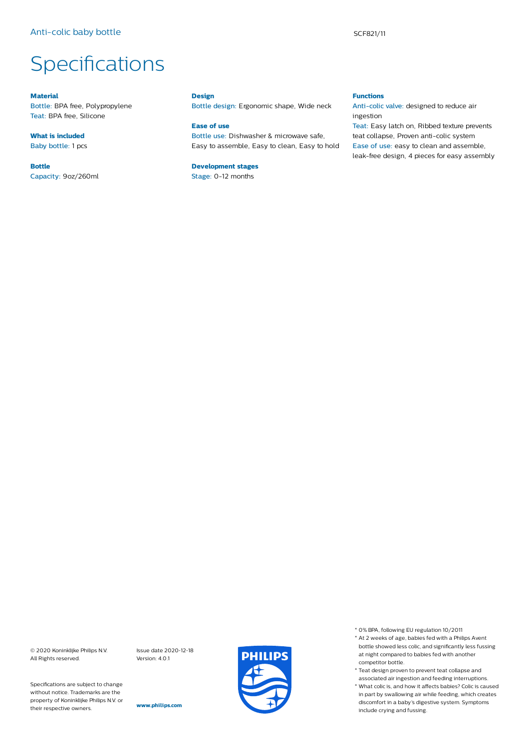Anti-colic baby bottle

SCF821/11

# Specifications

### Material

Bottle: BPA free, Polypropylene
Teat: BPA free, Silicone

### What is included

Baby bottle: 1 pcs

### Bottle

Capacity: 9oz/260ml

### Design

Bottle design: Ergonomic shape, Wide neck

### Ease of use

Bottle use: Dishwasher & microwave safe, Easy to assemble, Easy to clean, Easy to hold

### Development stages

Stage: 0-12 months

### Functions

Anti-colic valve: designed to reduce air ingestion
Teat: Easy latch on, Ribbed texture prevents teat collapse, Proven anti-colic system
Ease of use: easy to clean and assemble, leak-free design, 4 pieces for easy assembly

© 2020 Koninklijke Philips N.V.
All Rights reserved.

Specifications are subject to change without notice. Trademarks are the property of Koninklijke Philips N.V. or their respective owners.

Issue date 2020-12-18
Version: 4.0.1

www.philips.com

- * 0% BPA, following EU regulation 10/2011
- * At 2 weeks of age, babies fed with a Philips Avent bottle showed less colic, and significantly less fussing at night compared to babies fed with another competitor bottle.
- * Teat design proven to prevent teat collapse and associated air ingestion and feeding interruptions.
- * What colic is, and how it affects babies? Colic is caused in part by swallowing air while feeding, which creates discomfort in a baby's digestive system. Symptoms include crying and fussing.